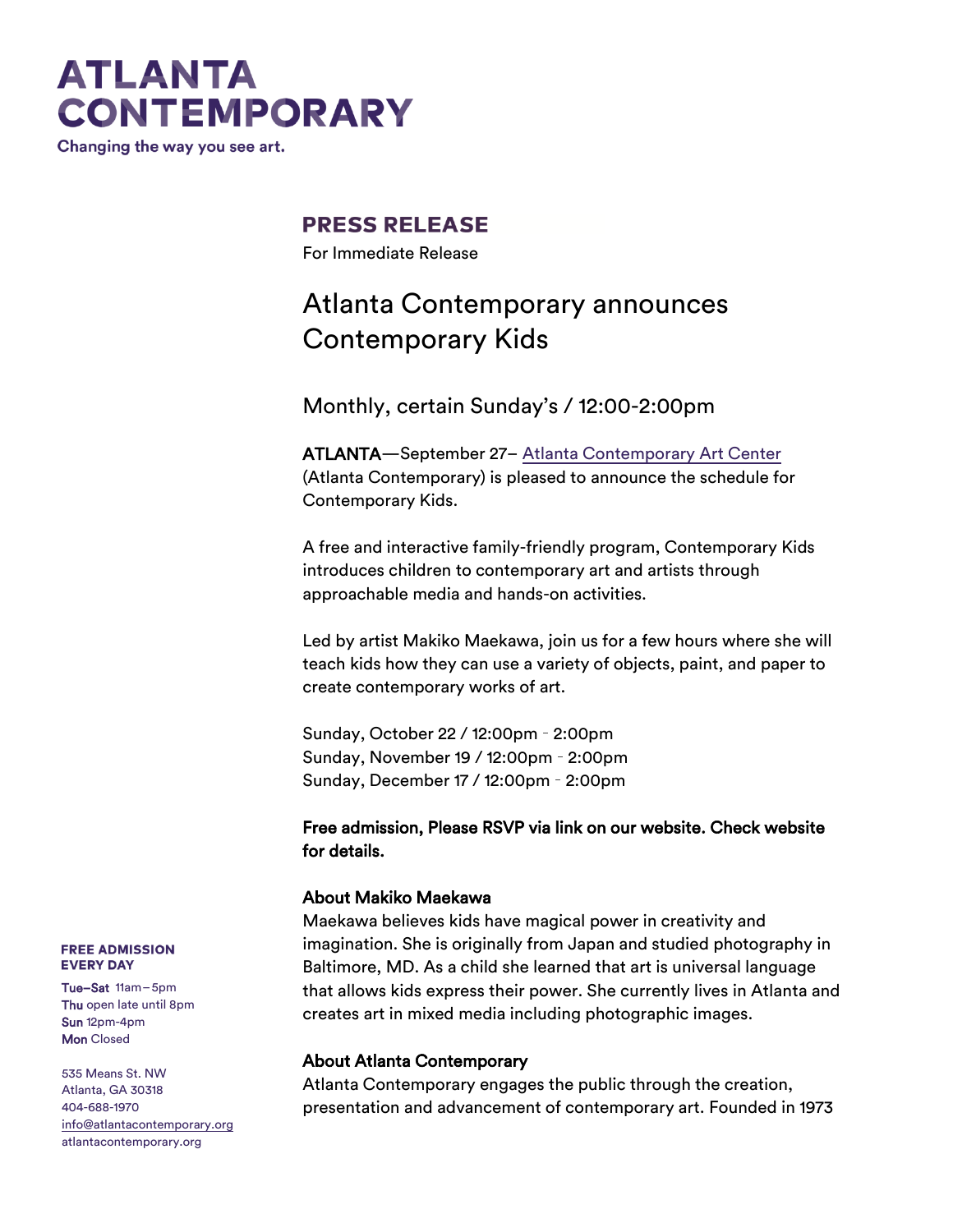# ATLANTA CONTEMPORARY

Changing the way you see art.

## PRESS RELEASE

For Immediate Release

# Atlanta Contemporary announces Contemporary Kids

## Monthly, certain Sunday's / 12:00-2:00pm

**ATLANTA**—September 27– [Atlanta Contemporary Art Center](https://atlantacontemporary.org) (Atlanta Contemporary) is pleased to announce the schedule for Contemporary Kids.

A free and interactive family-friendly program, Contemporary Kids introduces children to contemporary art and artists through approachable media and hands-on activities.

Led by artist Makiko Maekawa, join us for a few hours where she will teach kids how they can use a variety of objects, paint, and paper to create contemporary works of art.

Sunday, October 22 / 12:00pm - 2:00pm
Sunday, November 19 / 12:00pm - 2:00pm
Sunday, December 17 / 12:00pm - 2:00pm

**Free admission, Please RSVP via link on our website. Check website for details.**

**About Makiko Maekawa**

Maekawa believes kids have magical power in creativity and imagination. She is originally from Japan and studied photography in Baltimore, MD. As a child she learned that art is universal language that allows kids express their power. She currently lives in Atlanta and creates art in mixed media including photographic images.

**About Atlanta Contemporary**

Atlanta Contemporary engages the public through the creation, presentation and advancement of contemporary art. Founded in 1973

**FREE ADMISSION EVERY DAY**

**Tue–Sat** 11am – 5pm
**Thu** open late until 8pm
**Sun** 12pm-4pm
**Mon** Closed

535 Means St. NW
Atlanta, GA 30318
404-688-1970
info@atlantacontemporary.org
atlantacontemporary.org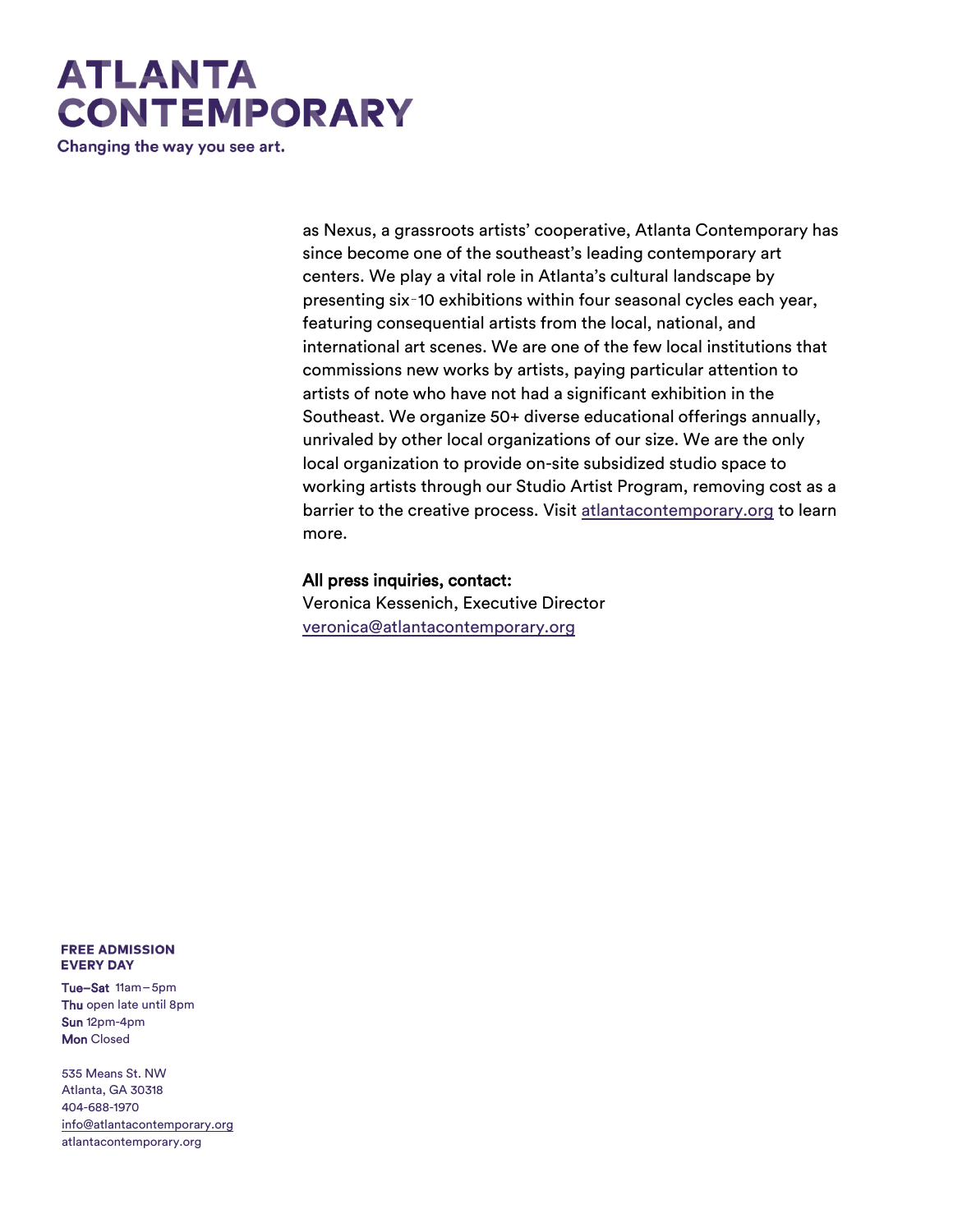# ATLANTA CONTEMPORARY

Changing the way you see art.

as Nexus, a grassroots artists' cooperative, Atlanta Contemporary has since become one of the southeast's leading contemporary art centers. We play a vital role in Atlanta's cultural landscape by presenting six-10 exhibitions within four seasonal cycles each year, featuring consequential artists from the local, national, and international art scenes. We are one of the few local institutions that commissions new works by artists, paying particular attention to artists of note who have not had a significant exhibition in the Southeast. We organize 50+ diverse educational offerings annually, unrivaled by other local organizations of our size. We are the only local organization to provide on-site subsidized studio space to working artists through our Studio Artist Program, removing cost as a barrier to the creative process. Visit atlantacontemporary.org to learn more.

**All press inquiries, contact:**
Veronica Kessenich, Executive Director
veronica@atlantacontemporary.org

**FREE ADMISSION EVERY DAY**

**Tue–Sat** 11am–5pm
**Thu** open late until 8pm
**Sun** 12pm-4pm
**Mon** Closed

535 Means St. NW
Atlanta, GA 30318
404-688-1970
info@atlantacontemporary.org
atlantacontemporary.org